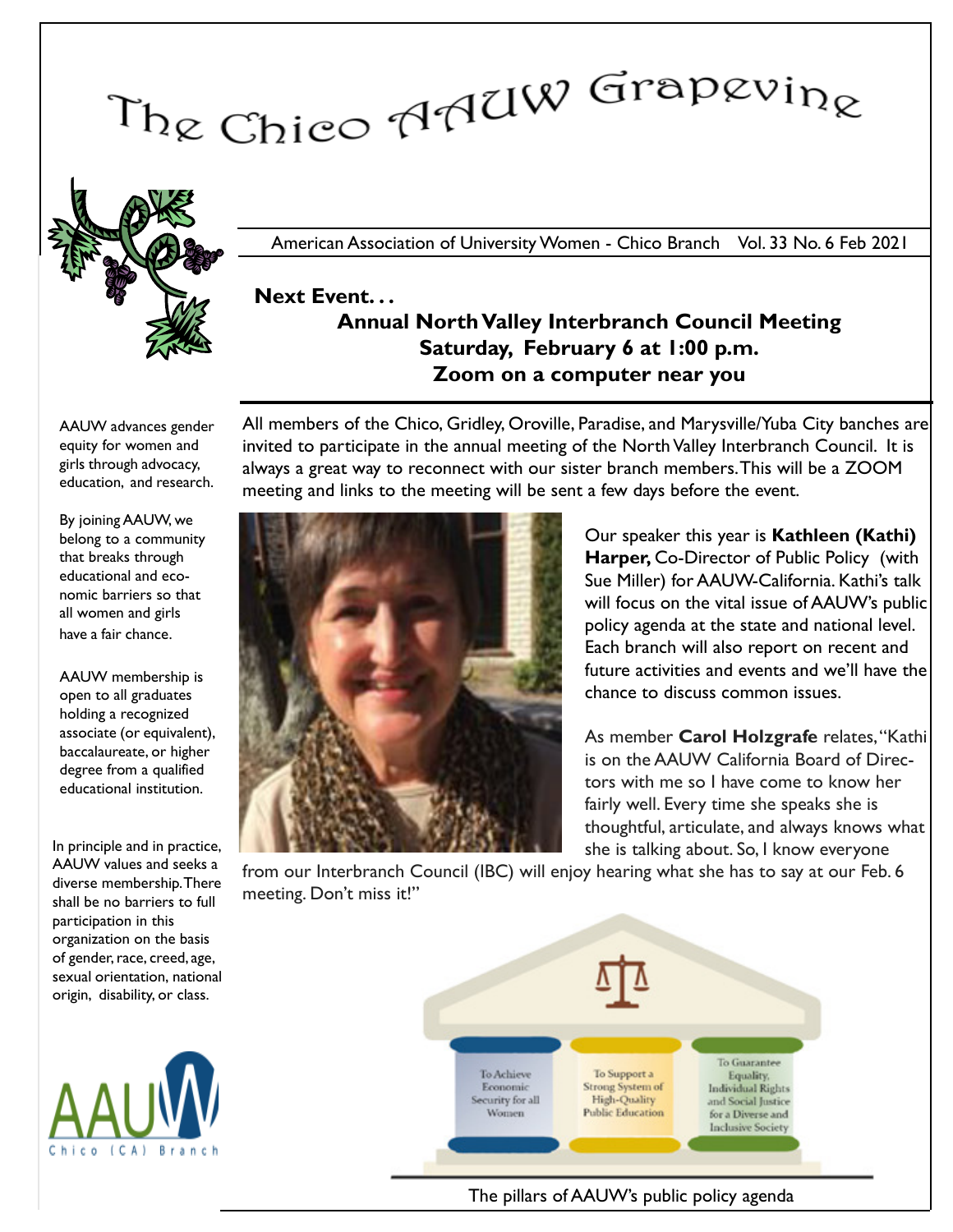# The Chico AAUW Grapevine

American Association of University Women - Chico Branch Vol. 33 No. 6 Feb 2021

**Next Event. . .**

**Annual North Valley Interbranch Council Meeting**
**Saturday, February 6 at 1:00 p.m.**
**Zoom on a computer near you**

AAUW advances gender equity for women and girls through advocacy, education, and research.

By joining AAUW, we belong to a community that breaks through educational and economic barriers so that all women and girls have a fair chance.

AAUW membership is open to all graduates holding a recognized associate (or equivalent), baccalaureate, or higher degree from a qualified educational institution.

In principle and in practice, AAUW values and seeks a diverse membership. There shall be no barriers to full participation in this organization on the basis of gender, race, creed, age, sexual orientation, national origin, disability, or class.

AAUW Chico (CA) Branch

All members of the Chico, Gridley, Oroville, Paradise, and Marysville/Yuba City banches are invited to participate in the annual meeting of the North Valley Interbranch Council. It is always a great way to reconnect with our sister branch members. This will be a ZOOM meeting and links to the meeting will be sent a few days before the event.

Our speaker this year is **Kathleen (Kathi) Harper,** Co-Director of Public Policy (with Sue Miller) for AAUW-California. Kathi's talk will focus on the vital issue of AAUW's public policy agenda at the state and national level. Each branch will also report on recent and future activities and events and we'll have the chance to discuss common issues.

As member **Carol Holzgrafe** relates, "Kathi is on the AAUW California Board of Directors with me so I have come to know her fairly well. Every time she speaks she is thoughtful, articulate, and always knows what she is talking about. So, I know everyone from our Interbranch Council (IBC) will enjoy hearing what she has to say at our Feb. 6 meeting. Don't miss it!"

To Achieve Economic Security for all Women | To Support a Strong System of High-Quality Public Education | To Guarantee Equality, Individual Rights and Social Justice for a Diverse and Inclusive Society

The pillars of AAUW's public policy agenda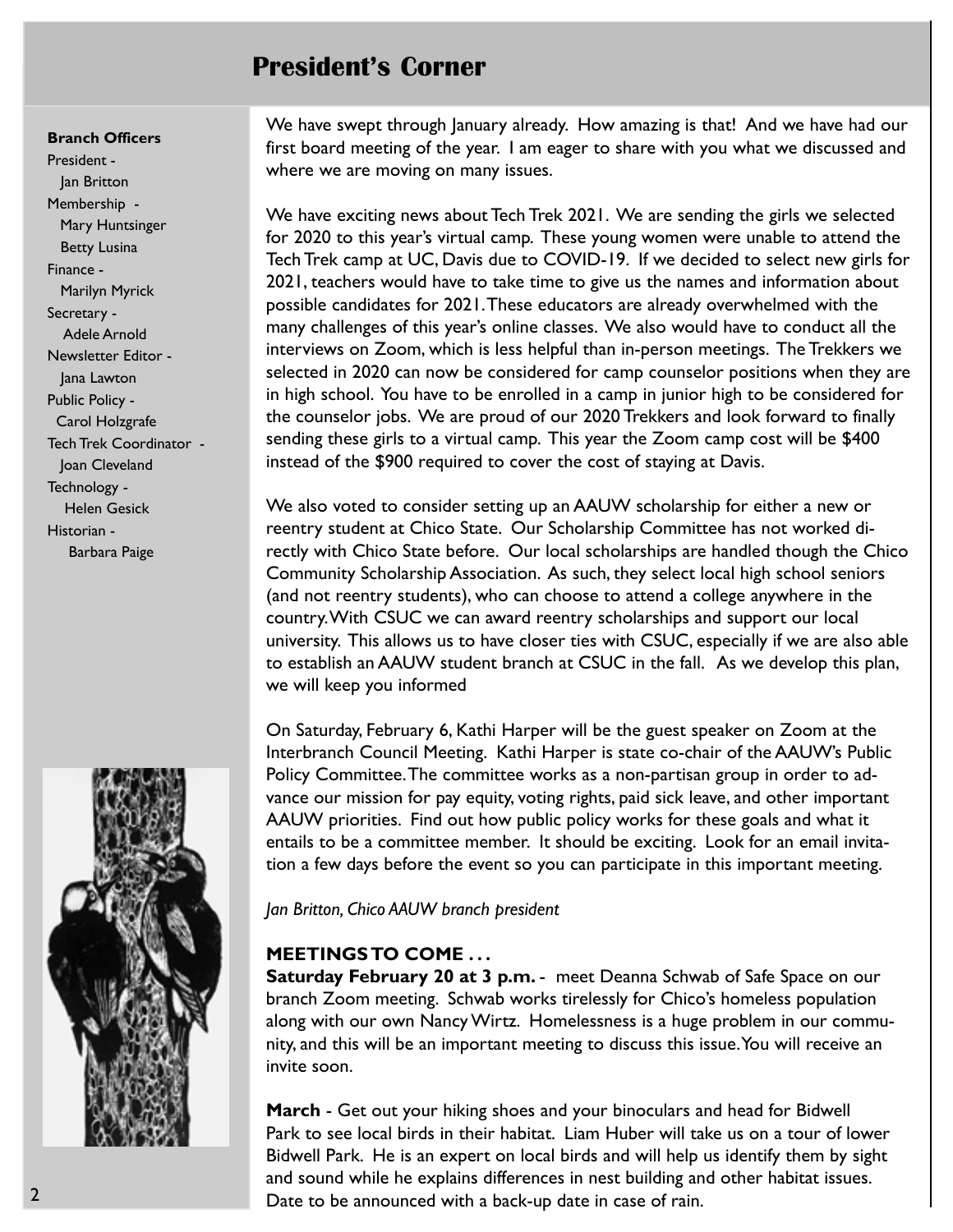# President's Corner

**Branch Officers**

President - Jan Britton
Membership - Mary Huntsinger, Betty Lusina
Finance - Marilyn Myrick
Secretary - Adele Arnold
Newsletter Editor - Jana Lawton
Public Policy - Carol Holzgrafe
Tech Trek Coordinator - Joan Cleveland
Technology - Helen Gesick
Historian - Barbara Paige

We have swept through January already. How amazing is that! And we have had our first board meeting of the year. I am eager to share with you what we discussed and where we are moving on many issues.

We have exciting news about Tech Trek 2021. We are sending the girls we selected for 2020 to this year's virtual camp. These young women were unable to attend the Tech Trek camp at UC, Davis due to COVID-19. If we decided to select new girls for 2021, teachers would have to take time to give us the names and information about possible candidates for 2021. These educators are already overwhelmed with the many challenges of this year's online classes. We also would have to conduct all the interviews on Zoom, which is less helpful than in-person meetings. The Trekkers we selected in 2020 can now be considered for camp counselor positions when they are in high school. You have to be enrolled in a camp in junior high to be considered for the counselor jobs. We are proud of our 2020 Trekkers and look forward to finally sending these girls to a virtual camp. This year the Zoom camp cost will be $400 instead of the $900 required to cover the cost of staying at Davis.

We also voted to consider setting up an AAUW scholarship for either a new or reentry student at Chico State. Our Scholarship Committee has not worked directly with Chico State before. Our local scholarships are handled though the Chico Community Scholarship Association. As such, they select local high school seniors (and not reentry students), who can choose to attend a college anywhere in the country. With CSUC we can award reentry scholarships and support our local university. This allows us to have closer ties with CSUC, especially if we are also able to establish an AAUW student branch at CSUC in the fall. As we develop this plan, we will keep you informed

On Saturday, February 6, Kathi Harper will be the guest speaker on Zoom at the Interbranch Council Meeting. Kathi Harper is state co-chair of the AAUW's Public Policy Committee. The committee works as a non-partisan group in order to advance our mission for pay equity, voting rights, paid sick leave, and other important AAUW priorities. Find out how public policy works for these goals and what it entails to be a committee member. It should be exciting. Look for an email invitation a few days before the event so you can participate in this important meeting.

*Jan Britton, Chico AAUW branch president*

**MEETINGS TO COME . . .**

**Saturday February 20 at 3 p.m.** - meet Deanna Schwab of Safe Space on our branch Zoom meeting. Schwab works tirelessly for Chico's homeless population along with our own Nancy Wirtz. Homelessness is a huge problem in our community, and this will be an important meeting to discuss this issue. You will receive an invite soon.

**March** - Get out your hiking shoes and your binoculars and head for Bidwell Park to see local birds in their habitat. Liam Huber will take us on a tour of lower Bidwell Park. He is an expert on local birds and will help us identify them by sight and sound while he explains differences in nest building and other habitat issues. Date to be announced with a back-up date in case of rain.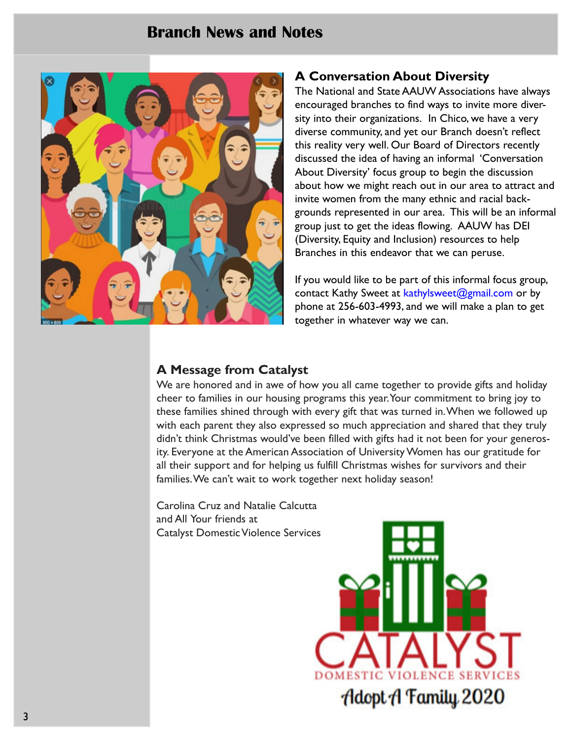# Branch News and Notes

## A Conversation About Diversity

The National and State AAUW Associations have always encouraged branches to find ways to invite more diversity into their organizations. In Chico, we have a very diverse community, and yet our Branch doesn't reflect this reality very well. Our Board of Directors recently discussed the idea of having an informal 'Conversation About Diversity' focus group to begin the discussion about how we might reach out in our area to attract and invite women from the many ethnic and racial backgrounds represented in our area. This will be an informal group just to get the ideas flowing. AAUW has DEI (Diversity, Equity and Inclusion) resources to help Branches in this endeavor that we can peruse.

If you would like to be part of this informal focus group, contact Kathy Sweet at kathylsweet@gmail.com or by phone at 256-603-4993, and we will make a plan to get together in whatever way we can.

## A Message from Catalyst

We are honored and in awe of how you all came together to provide gifts and holiday cheer to families in our housing programs this year. Your commitment to bring joy to these families shined through with every gift that was turned in. When we followed up with each parent they also expressed so much appreciation and shared that they truly didn't think Christmas would've been filled with gifts had it not been for your generosity. Everyone at the American Association of University Women has our gratitude for all their support and for helping us fulfill Christmas wishes for survivors and their families. We can't wait to work together next holiday season!

Carolina Cruz and Natalie Calcutta  
and All Your friends at  
Catalyst Domestic Violence Services

CATALYST DOMESTIC VIOLENCE SERVICES  
Adopt A Family 2020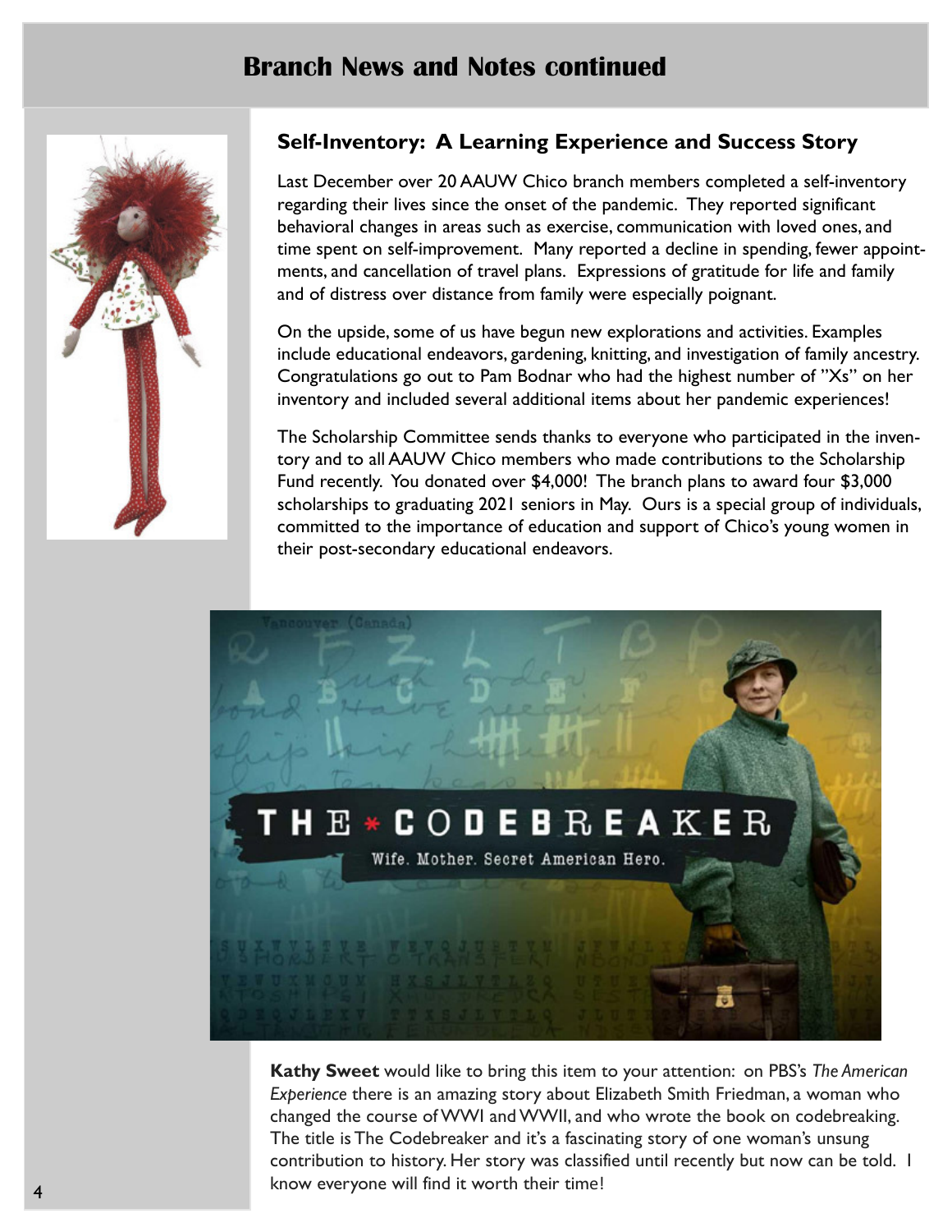# Branch News and Notes continued

## Self-Inventory: A Learning Experience and Success Story

Last December over 20 AAUW Chico branch members completed a self-inventory regarding their lives since the onset of the pandemic. They reported significant behavioral changes in areas such as exercise, communication with loved ones, and time spent on self-improvement. Many reported a decline in spending, fewer appointments, and cancellation of travel plans. Expressions of gratitude for life and family and of distress over distance from family were especially poignant.

On the upside, some of us have begun new explorations and activities. Examples include educational endeavors, gardening, knitting, and investigation of family ancestry. Congratulations go out to Pam Bodnar who had the highest number of "Xs" on her inventory and included several additional items about her pandemic experiences!

The Scholarship Committee sends thanks to everyone who participated in the inventory and to all AAUW Chico members who made contributions to the Scholarship Fund recently. You donated over $4,000! The branch plans to award four $3,000 scholarships to graduating 2021 seniors in May. Ours is a special group of individuals, committed to the importance of education and support of Chico's young women in their post-secondary educational endeavors.

**Kathy Sweet** would like to bring this item to your attention: on PBS's *The American Experience* there is an amazing story about Elizabeth Smith Friedman, a woman who changed the course of WWI and WWII, and who wrote the book on codebreaking. The title is The Codebreaker and it's a fascinating story of one woman's unsung contribution to history. Her story was classified until recently but now can be told. I know everyone will find it worth their time!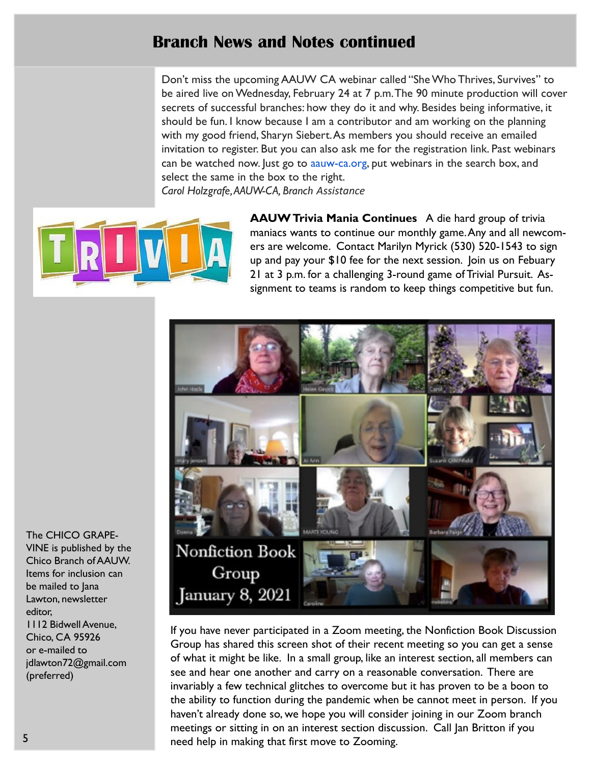## Branch News and Notes continued

Don't miss the upcoming AAUW CA webinar called "She Who Thrives, Survives" to be aired live on Wednesday, February 24 at 7 p.m. The 90 minute production will cover secrets of successful branches: how they do it and why. Besides being informative, it should be fun. I know because I am a contributor and am working on the planning with my good friend, Sharyn Siebert. As members you should receive an emailed invitation to register. But you can also ask me for the registration link. Past webinars can be watched now. Just go to aauw-ca.org, put webinars in the search box, and select the same in the box to the right.
*Carol Holzgrafe, AAUW-CA, Branch Assistance*

**AAUW Trivia Mania Continues** A die hard group of trivia maniacs wants to continue our monthly game. Any and all newcomers are welcome. Contact Marilyn Myrick (530) 520-1543 to sign up and pay your $10 fee for the next session. Join us on Febuary 21 at 3 p.m. for a challenging 3-round game of Trivial Pursuit. Assignment to teams is random to keep things competitive but fun.

Nonfiction Book Group
January 8, 2021

If you have never participated in a Zoom meeting, the Nonfiction Book Discussion Group has shared this screen shot of their recent meeting so you can get a sense of what it might be like. In a small group, like an interest section, all members can see and hear one another and carry on a reasonable conversation. There are invariably a few technical glitches to overcome but it has proven to be a boon to the ability to function during the pandemic when be cannot meet in person. If you haven't already done so, we hope you will consider joining in our Zoom branch meetings or sitting in on an interest section discussion. Call Jan Britton if you need help in making that first move to Zooming.

The CHICO GRAPEVINE is published by the Chico Branch of AAUW. Items for inclusion can be mailed to Jana Lawton, newsletter editor,
1112 Bidwell Avenue, Chico, CA 95926
or e-mailed to jdlawton72@gmail.com (preferred)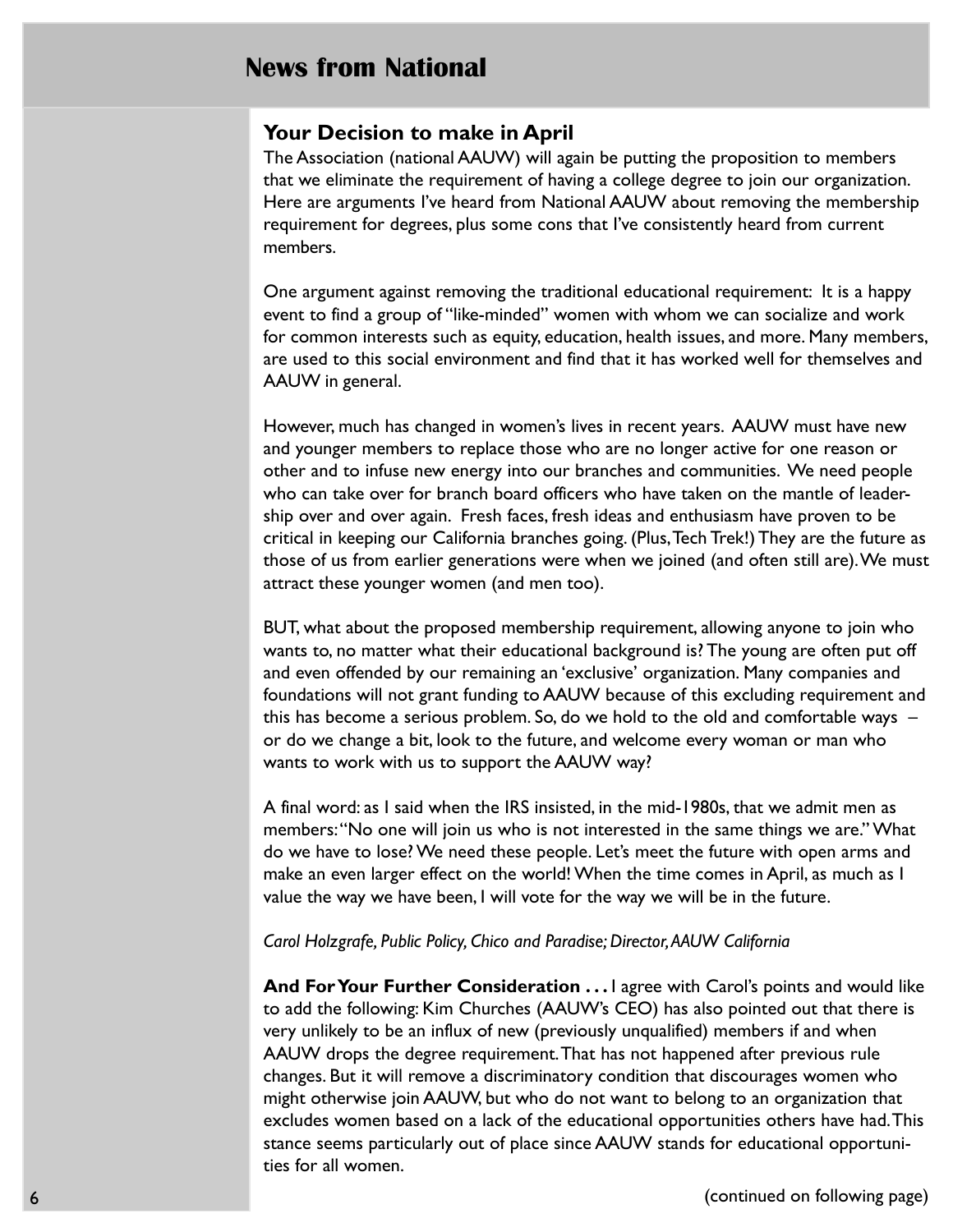# News from National

## Your Decision to make in April

The Association (national AAUW) will again be putting the proposition to members that we eliminate the requirement of having a college degree to join our organization. Here are arguments I've heard from National AAUW about removing the membership requirement for degrees, plus some cons that I've consistently heard from current members.

One argument against removing the traditional educational requirement: It is a happy event to find a group of "like-minded" women with whom we can socialize and work for common interests such as equity, education, health issues, and more. Many members, are used to this social environment and find that it has worked well for themselves and AAUW in general.

However, much has changed in women's lives in recent years. AAUW must have new and younger members to replace those who are no longer active for one reason or other and to infuse new energy into our branches and communities. We need people who can take over for branch board officers who have taken on the mantle of leadership over and over again. Fresh faces, fresh ideas and enthusiasm have proven to be critical in keeping our California branches going. (Plus, Tech Trek!) They are the future as those of us from earlier generations were when we joined (and often still are). We must attract these younger women (and men too).

BUT, what about the proposed membership requirement, allowing anyone to join who wants to, no matter what their educational background is? The young are often put off and even offended by our remaining an 'exclusive' organization. Many companies and foundations will not grant funding to AAUW because of this excluding requirement and this has become a serious problem. So, do we hold to the old and comfortable ways – or do we change a bit, look to the future, and welcome every woman or man who wants to work with us to support the AAUW way?

A final word: as I said when the IRS insisted, in the mid-1980s, that we admit men as members: "No one will join us who is not interested in the same things we are." What do we have to lose? We need these people. Let's meet the future with open arms and make an even larger effect on the world! When the time comes in April, as much as I value the way we have been, I will vote for the way we will be in the future.

*Carol Holzgrafe, Public Policy, Chico and Paradise; Director, AAUW California*

**And For Your Further Consideration . . .** I agree with Carol's points and would like to add the following: Kim Churches (AAUW's CEO) has also pointed out that there is very unlikely to be an influx of new (previously unqualified) members if and when AAUW drops the degree requirement. That has not happened after previous rule changes. But it will remove a discriminatory condition that discourages women who might otherwise join AAUW, but who do not want to belong to an organization that excludes women based on a lack of the educational opportunities others have had. This stance seems particularly out of place since AAUW stands for educational opportunities for all women.

(continued on following page)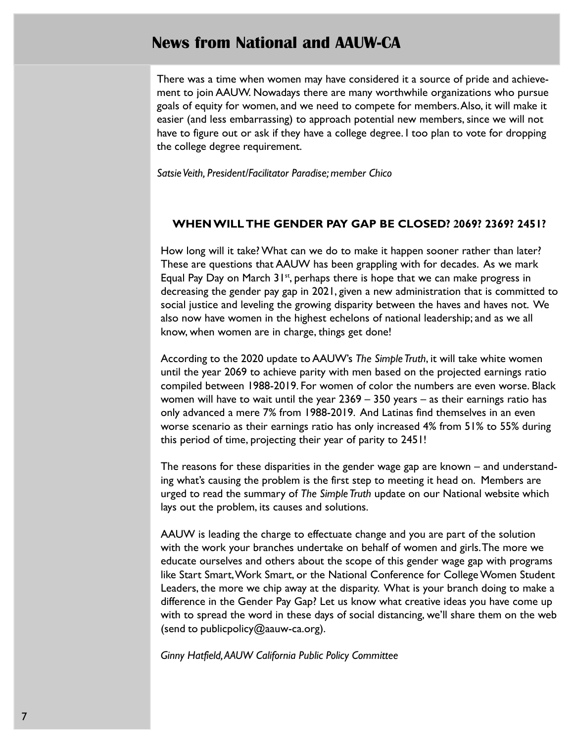# News from National and AAUW-CA

There was a time when women may have considered it a source of pride and achievement to join AAUW. Nowadays there are many worthwhile organizations who pursue goals of equity for women, and we need to compete for members. Also, it will make it easier (and less embarrassing) to approach potential new members, since we will not have to figure out or ask if they have a college degree. I too plan to vote for dropping the college degree requirement.

*Satsie Veith, President/Facilitator Paradise; member Chico*

**WHEN WILL THE GENDER PAY GAP BE CLOSED? 2069? 2369? 2451?**

How long will it take? What can we do to make it happen sooner rather than later? These are questions that AAUW has been grappling with for decades. As we mark Equal Pay Day on March 31st, perhaps there is hope that we can make progress in decreasing the gender pay gap in 2021, given a new administration that is committed to social justice and leveling the growing disparity between the haves and haves not. We also now have women in the highest echelons of national leadership; and as we all know, when women are in charge, things get done!

According to the 2020 update to AAUW's *The Simple Truth*, it will take white women until the year 2069 to achieve parity with men based on the projected earnings ratio compiled between 1988-2019. For women of color the numbers are even worse. Black women will have to wait until the year 2369 – 350 years – as their earnings ratio has only advanced a mere 7% from 1988-2019. And Latinas find themselves in an even worse scenario as their earnings ratio has only increased 4% from 51% to 55% during this period of time, projecting their year of parity to 2451!

The reasons for these disparities in the gender wage gap are known – and understanding what's causing the problem is the first step to meeting it head on. Members are urged to read the summary of *The Simple Truth* update on our National website which lays out the problem, its causes and solutions.

AAUW is leading the charge to effectuate change and you are part of the solution with the work your branches undertake on behalf of women and girls. The more we educate ourselves and others about the scope of this gender wage gap with programs like Start Smart, Work Smart, or the National Conference for College Women Student Leaders, the more we chip away at the disparity. What is your branch doing to make a difference in the Gender Pay Gap? Let us know what creative ideas you have come up with to spread the word in these days of social distancing, we'll share them on the web (send to publicpolicy@aauw-ca.org).

*Ginny Hatfield, AAUW California Public Policy Committee*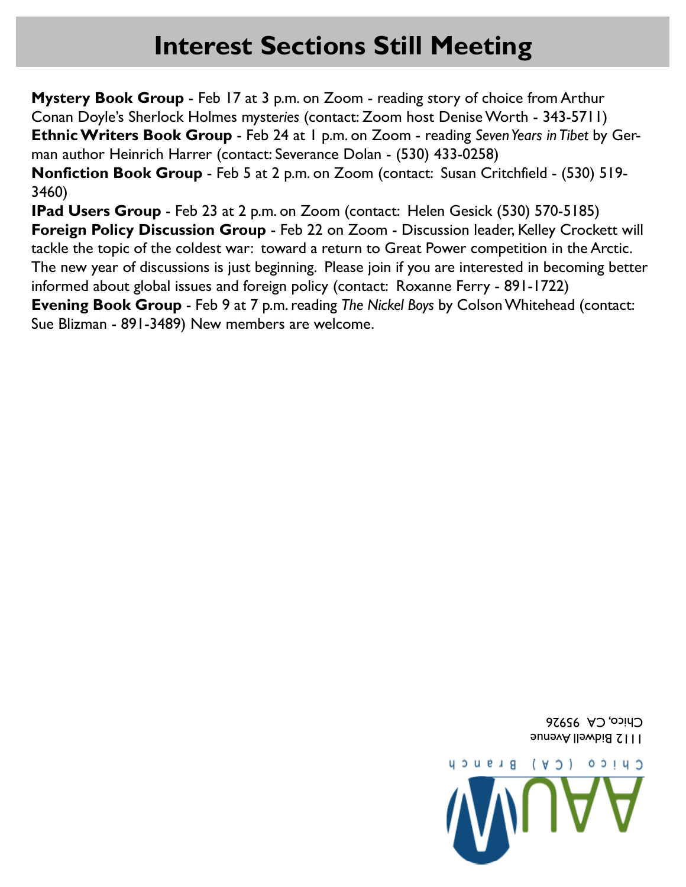# Interest Sections Still Meeting

**Mystery Book Group** - Feb 17 at 3 p.m. on Zoom - reading story of choice from Arthur Conan Doyle's Sherlock Holmes myster*ies* (contact: Zoom host Denise Worth - 343-5711)
**Ethnic Writers Book Group** - Feb 24 at 1 p.m. on Zoom - reading *Seven Years in Tibet* by German author Heinrich Harrer (contact: Severance Dolan - (530) 433-0258)
**Nonfiction Book Group** - Feb 5 at 2 p.m. on Zoom (contact: Susan Critchfield - (530) 519-3460)
**IPad Users Group** - Feb 23 at 2 p.m. on Zoom (contact: Helen Gesick (530) 570-5185)
**Foreign Policy Discussion Group** - Feb 22 on Zoom - Discussion leader, Kelley Crockett will tackle the topic of the coldest war: toward a return to Great Power competition in the Arctic. The new year of discussions is just beginning. Please join if you are interested in becoming better informed about global issues and foreign policy (contact: Roxanne Ferry - 891-1722)
**Evening Book Group** - Feb 9 at 7 p.m. reading *The Nickel Boys* by Colson Whitehead (contact: Sue Blizman - 891-3489) New members are welcome.

AAUW
Chico (CA) Branch
1112 Bidwell Avenue
Chico, CA 95926